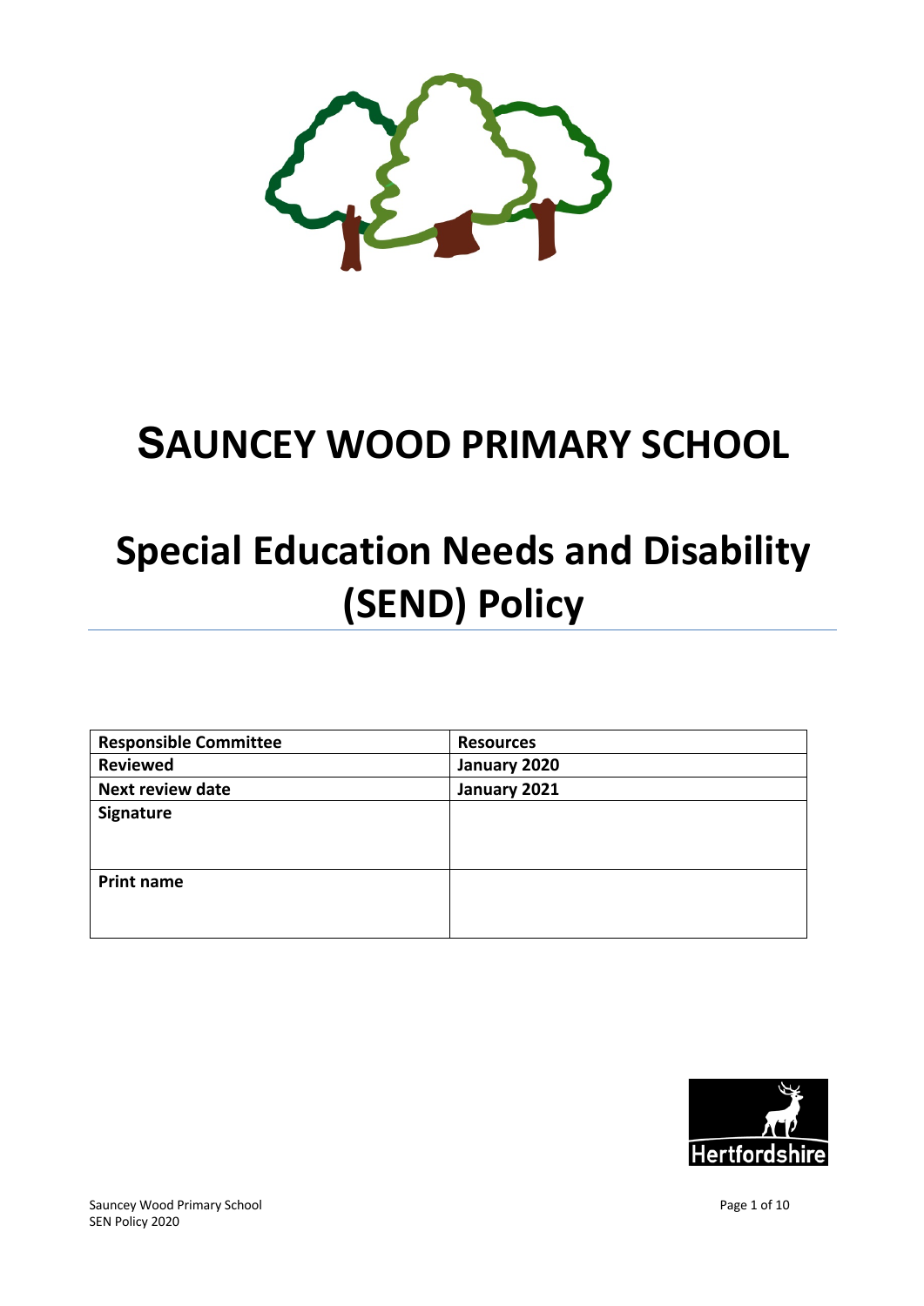# SAUNCEY WOOD PRIMARY SCHOOL

# Special Education Needs and Disability (SEND) Policy

| **Responsible Committee** | **Resources** |
| --- | --- |
| **Reviewed** | **January 2020** |
| **Next review date** | **January 2021** |
| **Signature** | |
| **Print name** | |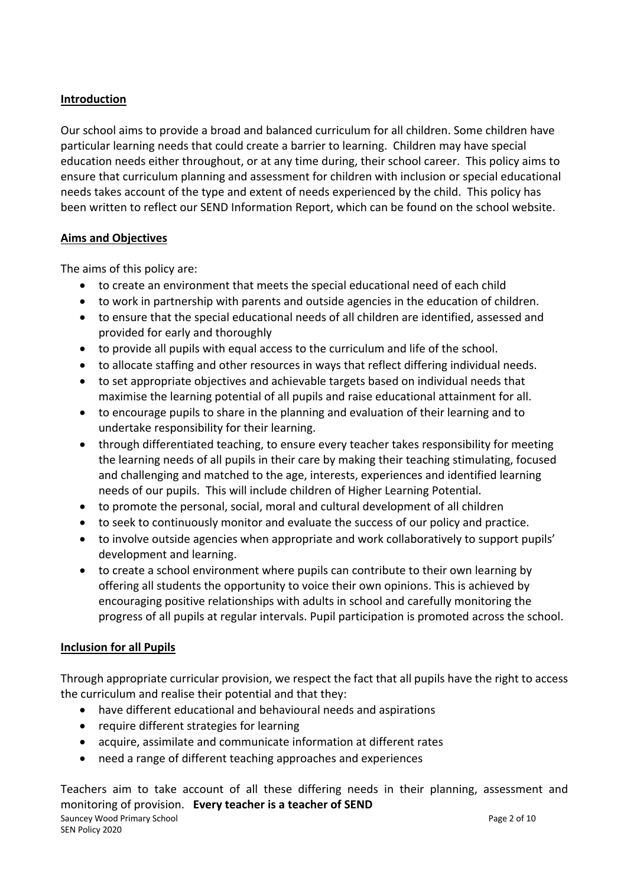## Introduction

Our school aims to provide a broad and balanced curriculum for all children. Some children have particular learning needs that could create a barrier to learning. Children may have special education needs either throughout, or at any time during, their school career. This policy aims to ensure that curriculum planning and assessment for children with inclusion or special educational needs takes account of the type and extent of needs experienced by the child. This policy has been written to reflect our SEND Information Report, which can be found on the school website.

## Aims and Objectives

The aims of this policy are:

- to create an environment that meets the special educational need of each child
- to work in partnership with parents and outside agencies in the education of children.
- to ensure that the special educational needs of all children are identified, assessed and provided for early and thoroughly
- to provide all pupils with equal access to the curriculum and life of the school.
- to allocate staffing and other resources in ways that reflect differing individual needs.
- to set appropriate objectives and achievable targets based on individual needs that maximise the learning potential of all pupils and raise educational attainment for all.
- to encourage pupils to share in the planning and evaluation of their learning and to undertake responsibility for their learning.
- through differentiated teaching, to ensure every teacher takes responsibility for meeting the learning needs of all pupils in their care by making their teaching stimulating, focused and challenging and matched to the age, interests, experiences and identified learning needs of our pupils. This will include children of Higher Learning Potential.
- to promote the personal, social, moral and cultural development of all children
- to seek to continuously monitor and evaluate the success of our policy and practice.
- to involve outside agencies when appropriate and work collaboratively to support pupils' development and learning.
- to create a school environment where pupils can contribute to their own learning by offering all students the opportunity to voice their own opinions. This is achieved by encouraging positive relationships with adults in school and carefully monitoring the progress of all pupils at regular intervals. Pupil participation is promoted across the school.

## Inclusion for all Pupils

Through appropriate curricular provision, we respect the fact that all pupils have the right to access the curriculum and realise their potential and that they:

- have different educational and behavioural needs and aspirations
- require different strategies for learning
- acquire, assimilate and communicate information at different rates
- need a range of different teaching approaches and experiences

Teachers aim to take account of all these differing needs in their planning, assessment and monitoring of provision. **Every teacher is a teacher of SEND**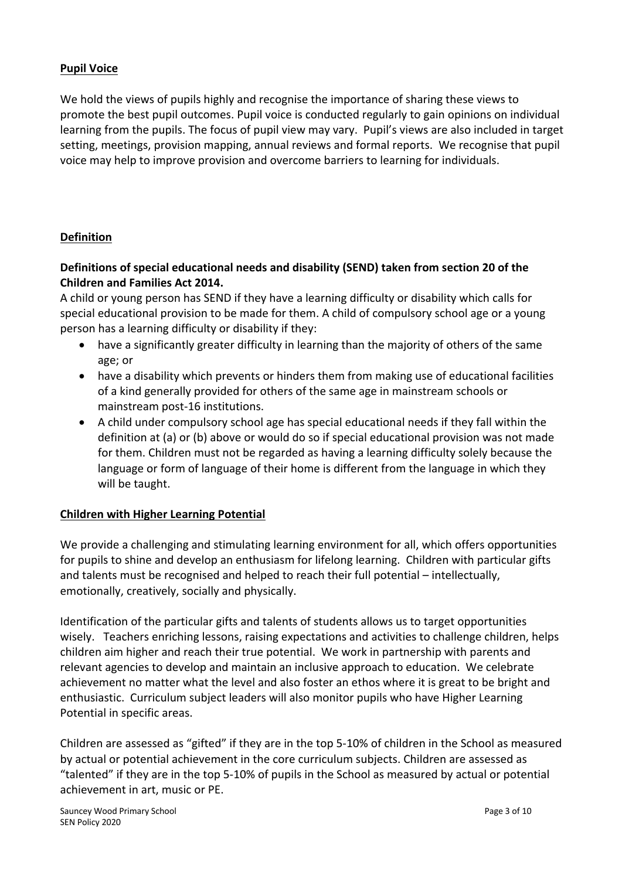**Pupil Voice**

We hold the views of pupils highly and recognise the importance of sharing these views to promote the best pupil outcomes. Pupil voice is conducted regularly to gain opinions on individual learning from the pupils. The focus of pupil view may vary. Pupil's views are also included in target setting, meetings, provision mapping, annual reviews and formal reports. We recognise that pupil voice may help to improve provision and overcome barriers to learning for individuals.

**Definition**

**Definitions of special educational needs and disability (SEND) taken from section 20 of the Children and Families Act 2014.**

A child or young person has SEND if they have a learning difficulty or disability which calls for special educational provision to be made for them. A child of compulsory school age or a young person has a learning difficulty or disability if they:

- have a significantly greater difficulty in learning than the majority of others of the same age; or
- have a disability which prevents or hinders them from making use of educational facilities of a kind generally provided for others of the same age in mainstream schools or mainstream post-16 institutions.
- A child under compulsory school age has special educational needs if they fall within the definition at (a) or (b) above or would do so if special educational provision was not made for them. Children must not be regarded as having a learning difficulty solely because the language or form of language of their home is different from the language in which they will be taught.

**Children with Higher Learning Potential**

We provide a challenging and stimulating learning environment for all, which offers opportunities for pupils to shine and develop an enthusiasm for lifelong learning. Children with particular gifts and talents must be recognised and helped to reach their full potential – intellectually, emotionally, creatively, socially and physically.

Identification of the particular gifts and talents of students allows us to target opportunities wisely. Teachers enriching lessons, raising expectations and activities to challenge children, helps children aim higher and reach their true potential. We work in partnership with parents and relevant agencies to develop and maintain an inclusive approach to education. We celebrate achievement no matter what the level and also foster an ethos where it is great to be bright and enthusiastic. Curriculum subject leaders will also monitor pupils who have Higher Learning Potential in specific areas.

Children are assessed as "gifted" if they are in the top 5-10% of children in the School as measured by actual or potential achievement in the core curriculum subjects. Children are assessed as "talented" if they are in the top 5-10% of pupils in the School as measured by actual or potential achievement in art, music or PE.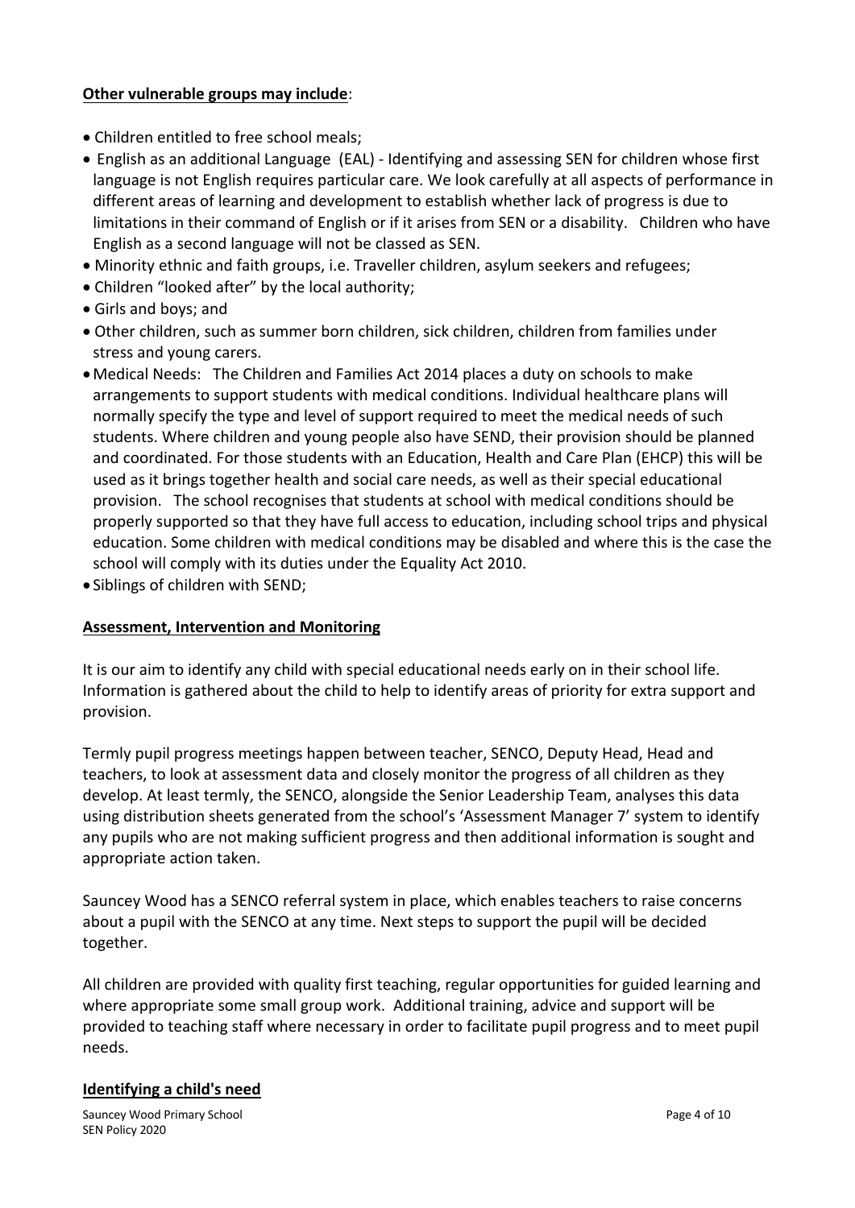**Other vulnerable groups may include**:

- Children entitled to free school meals;
- English as an additional Language (EAL) - Identifying and assessing SEN for children whose first language is not English requires particular care. We look carefully at all aspects of performance in different areas of learning and development to establish whether lack of progress is due to limitations in their command of English or if it arises from SEN or a disability. Children who have English as a second language will not be classed as SEN.
- Minority ethnic and faith groups, i.e. Traveller children, asylum seekers and refugees;
- Children "looked after" by the local authority;
- Girls and boys; and
- Other children, such as summer born children, sick children, children from families under stress and young carers.
- Medical Needs: The Children and Families Act 2014 places a duty on schools to make arrangements to support students with medical conditions. Individual healthcare plans will normally specify the type and level of support required to meet the medical needs of such students. Where children and young people also have SEND, their provision should be planned and coordinated. For those students with an Education, Health and Care Plan (EHCP) this will be used as it brings together health and social care needs, as well as their special educational provision. The school recognises that students at school with medical conditions should be properly supported so that they have full access to education, including school trips and physical education. Some children with medical conditions may be disabled and where this is the case the school will comply with its duties under the Equality Act 2010.
- Siblings of children with SEND;

**Assessment, Intervention and Monitoring**

It is our aim to identify any child with special educational needs early on in their school life. Information is gathered about the child to help to identify areas of priority for extra support and provision.

Termly pupil progress meetings happen between teacher, SENCO, Deputy Head, Head and teachers, to look at assessment data and closely monitor the progress of all children as they develop. At least termly, the SENCO, alongside the Senior Leadership Team, analyses this data using distribution sheets generated from the school's 'Assessment Manager 7' system to identify any pupils who are not making sufficient progress and then additional information is sought and appropriate action taken.

Sauncey Wood has a SENCO referral system in place, which enables teachers to raise concerns about a pupil with the SENCO at any time. Next steps to support the pupil will be decided together.

All children are provided with quality first teaching, regular opportunities for guided learning and where appropriate some small group work. Additional training, advice and support will be provided to teaching staff where necessary in order to facilitate pupil progress and to meet pupil needs.

**Identifying a child's need**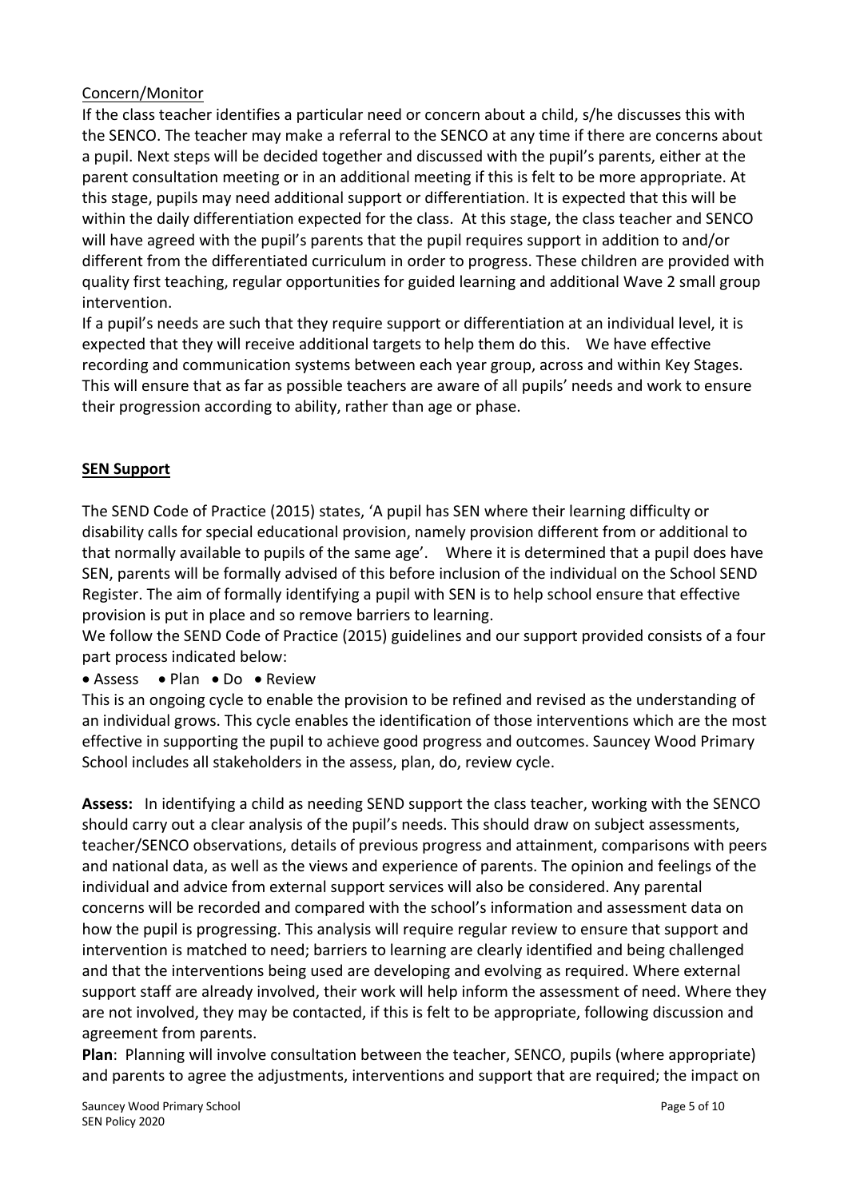Concern/Monitor

If the class teacher identifies a particular need or concern about a child, s/he discusses this with the SENCO. The teacher may make a referral to the SENCO at any time if there are concerns about a pupil. Next steps will be decided together and discussed with the pupil's parents, either at the parent consultation meeting or in an additional meeting if this is felt to be more appropriate. At this stage, pupils may need additional support or differentiation. It is expected that this will be within the daily differentiation expected for the class. At this stage, the class teacher and SENCO will have agreed with the pupil's parents that the pupil requires support in addition to and/or different from the differentiated curriculum in order to progress. These children are provided with quality first teaching, regular opportunities for guided learning and additional Wave 2 small group intervention.

If a pupil's needs are such that they require support or differentiation at an individual level, it is expected that they will receive additional targets to help them do this. We have effective recording and communication systems between each year group, across and within Key Stages. This will ensure that as far as possible teachers are aware of all pupils' needs and work to ensure their progression according to ability, rather than age or phase.

## SEN Support

The SEND Code of Practice (2015) states, 'A pupil has SEN where their learning difficulty or disability calls for special educational provision, namely provision different from or additional to that normally available to pupils of the same age'. Where it is determined that a pupil does have SEN, parents will be formally advised of this before inclusion of the individual on the School SEND Register. The aim of formally identifying a pupil with SEN is to help school ensure that effective provision is put in place and so remove barriers to learning.

We follow the SEND Code of Practice (2015) guidelines and our support provided consists of a four part process indicated below:

- Assess
- Plan
- Do
- Review

This is an ongoing cycle to enable the provision to be refined and revised as the understanding of an individual grows. This cycle enables the identification of those interventions which are the most effective in supporting the pupil to achieve good progress and outcomes. Sauncey Wood Primary School includes all stakeholders in the assess, plan, do, review cycle.

**Assess:** In identifying a child as needing SEND support the class teacher, working with the SENCO should carry out a clear analysis of the pupil's needs. This should draw on subject assessments, teacher/SENCO observations, details of previous progress and attainment, comparisons with peers and national data, as well as the views and experience of parents. The opinion and feelings of the individual and advice from external support services will also be considered. Any parental concerns will be recorded and compared with the school's information and assessment data on how the pupil is progressing. This analysis will require regular review to ensure that support and intervention is matched to need; barriers to learning are clearly identified and being challenged and that the interventions being used are developing and evolving as required. Where external support staff are already involved, their work will help inform the assessment of need. Where they are not involved, they may be contacted, if this is felt to be appropriate, following discussion and agreement from parents.

**Plan**: Planning will involve consultation between the teacher, SENCO, pupils (where appropriate) and parents to agree the adjustments, interventions and support that are required; the impact on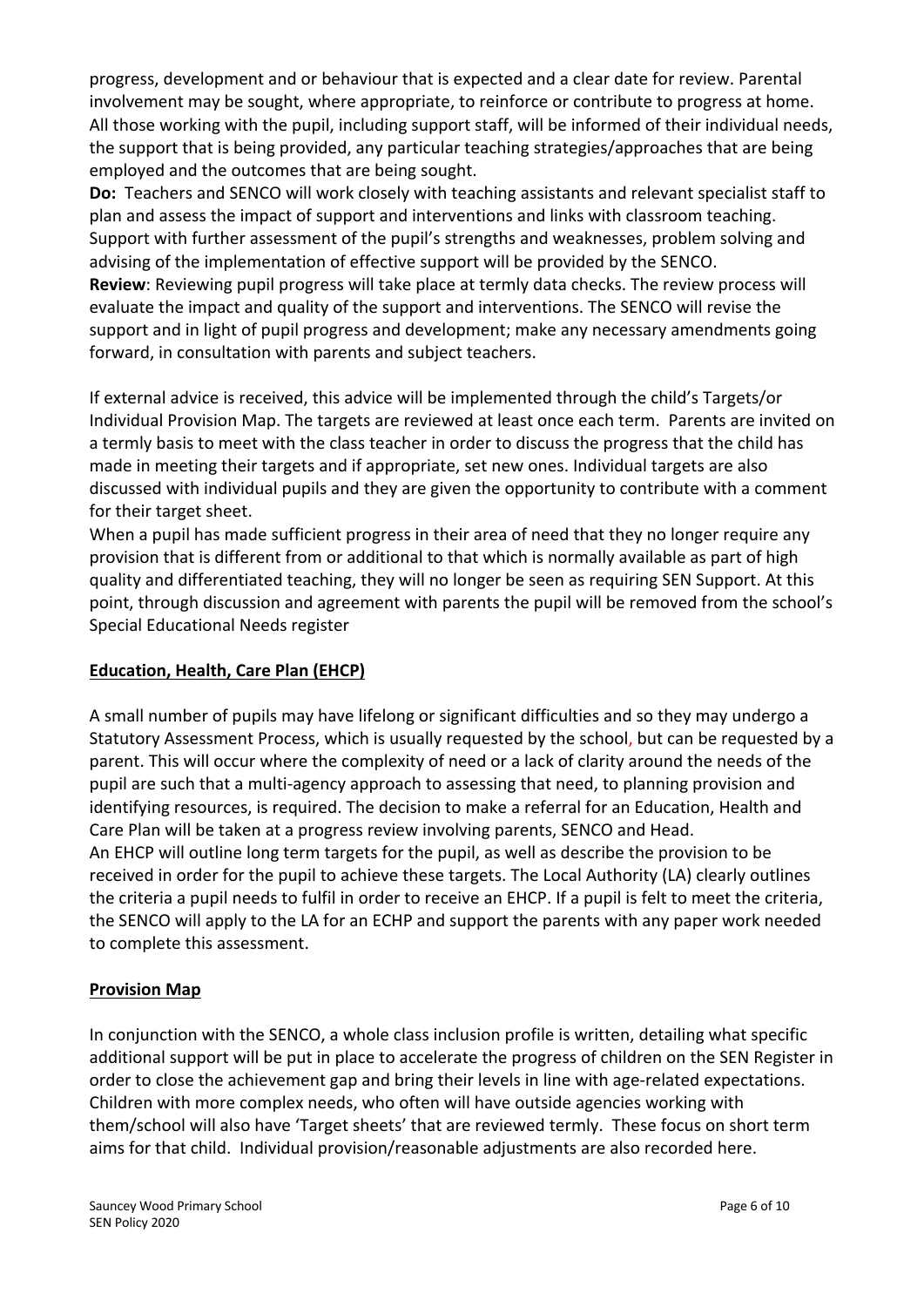progress, development and or behaviour that is expected and a clear date for review. Parental involvement may be sought, where appropriate, to reinforce or contribute to progress at home. All those working with the pupil, including support staff, will be informed of their individual needs, the support that is being provided, any particular teaching strategies/approaches that are being employed and the outcomes that are being sought.

**Do:** Teachers and SENCO will work closely with teaching assistants and relevant specialist staff to plan and assess the impact of support and interventions and links with classroom teaching. Support with further assessment of the pupil's strengths and weaknesses, problem solving and advising of the implementation of effective support will be provided by the SENCO.

**Review**: Reviewing pupil progress will take place at termly data checks. The review process will evaluate the impact and quality of the support and interventions. The SENCO will revise the support and in light of pupil progress and development; make any necessary amendments going forward, in consultation with parents and subject teachers.

If external advice is received, this advice will be implemented through the child's Targets/or Individual Provision Map. The targets are reviewed at least once each term. Parents are invited on a termly basis to meet with the class teacher in order to discuss the progress that the child has made in meeting their targets and if appropriate, set new ones. Individual targets are also discussed with individual pupils and they are given the opportunity to contribute with a comment for their target sheet.

When a pupil has made sufficient progress in their area of need that they no longer require any provision that is different from or additional to that which is normally available as part of high quality and differentiated teaching, they will no longer be seen as requiring SEN Support. At this point, through discussion and agreement with parents the pupil will be removed from the school's Special Educational Needs register

## Education, Health, Care Plan (EHCP)

A small number of pupils may have lifelong or significant difficulties and so they may undergo a Statutory Assessment Process, which is usually requested by the school, but can be requested by a parent. This will occur where the complexity of need or a lack of clarity around the needs of the pupil are such that a multi-agency approach to assessing that need, to planning provision and identifying resources, is required. The decision to make a referral for an Education, Health and Care Plan will be taken at a progress review involving parents, SENCO and Head.

An EHCP will outline long term targets for the pupil, as well as describe the provision to be received in order for the pupil to achieve these targets. The Local Authority (LA) clearly outlines the criteria a pupil needs to fulfil in order to receive an EHCP. If a pupil is felt to meet the criteria, the SENCO will apply to the LA for an ECHP and support the parents with any paper work needed to complete this assessment.

## Provision Map

In conjunction with the SENCO, a whole class inclusion profile is written, detailing what specific additional support will be put in place to accelerate the progress of children on the SEN Register in order to close the achievement gap and bring their levels in line with age-related expectations. Children with more complex needs, who often will have outside agencies working with them/school will also have 'Target sheets' that are reviewed termly. These focus on short term aims for that child. Individual provision/reasonable adjustments are also recorded here.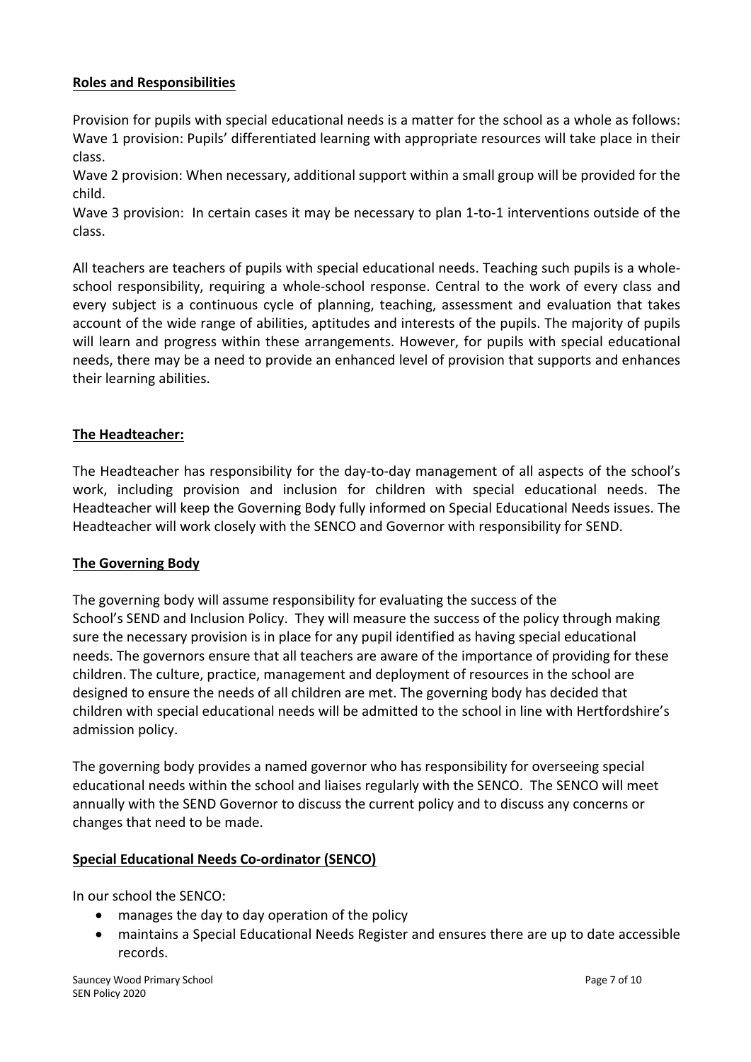## Roles and Responsibilities

Provision for pupils with special educational needs is a matter for the school as a whole as follows:
Wave 1 provision: Pupils' differentiated learning with appropriate resources will take place in their class.
Wave 2 provision: When necessary, additional support within a small group will be provided for the child.
Wave 3 provision: In certain cases it may be necessary to plan 1-to-1 interventions outside of the class.

All teachers are teachers of pupils with special educational needs. Teaching such pupils is a whole-school responsibility, requiring a whole-school response. Central to the work of every class and every subject is a continuous cycle of planning, teaching, assessment and evaluation that takes account of the wide range of abilities, aptitudes and interests of the pupils. The majority of pupils will learn and progress within these arrangements. However, for pupils with special educational needs, there may be a need to provide an enhanced level of provision that supports and enhances their learning abilities.

## The Headteacher:

The Headteacher has responsibility for the day-to-day management of all aspects of the school's work, including provision and inclusion for children with special educational needs. The Headteacher will keep the Governing Body fully informed on Special Educational Needs issues. The Headteacher will work closely with the SENCO and Governor with responsibility for SEND.

## The Governing Body

The governing body will assume responsibility for evaluating the success of the School's SEND and Inclusion Policy. They will measure the success of the policy through making sure the necessary provision is in place for any pupil identified as having special educational needs. The governors ensure that all teachers are aware of the importance of providing for these children. The culture, practice, management and deployment of resources in the school are designed to ensure the needs of all children are met. The governing body has decided that children with special educational needs will be admitted to the school in line with Hertfordshire's admission policy.

The governing body provides a named governor who has responsibility for overseeing special educational needs within the school and liaises regularly with the SENCO. The SENCO will meet annually with the SEND Governor to discuss the current policy and to discuss any concerns or changes that need to be made.

## Special Educational Needs Co-ordinator (SENCO)

In our school the SENCO:

- manages the day to day operation of the policy
- maintains a Special Educational Needs Register and ensures there are up to date accessible records.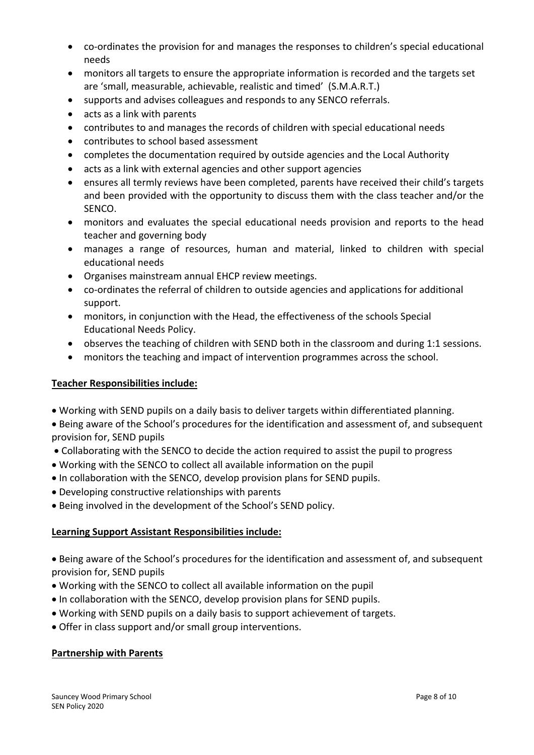- co-ordinates the provision for and manages the responses to children's special educational needs
- monitors all targets to ensure the appropriate information is recorded and the targets set are 'small, measurable, achievable, realistic and timed' (S.M.A.R.T.)
- supports and advises colleagues and responds to any SENCO referrals.
- acts as a link with parents
- contributes to and manages the records of children with special educational needs
- contributes to school based assessment
- completes the documentation required by outside agencies and the Local Authority
- acts as a link with external agencies and other support agencies
- ensures all termly reviews have been completed, parents have received their child's targets and been provided with the opportunity to discuss them with the class teacher and/or the SENCO.
- monitors and evaluates the special educational needs provision and reports to the head teacher and governing body
- manages a range of resources, human and material, linked to children with special educational needs
- Organises mainstream annual EHCP review meetings.
- co-ordinates the referral of children to outside agencies and applications for additional support.
- monitors, in conjunction with the Head, the effectiveness of the schools Special Educational Needs Policy.
- observes the teaching of children with SEND both in the classroom and during 1:1 sessions.
- monitors the teaching and impact of intervention programmes across the school.

**Teacher Responsibilities include:**

- Working with SEND pupils on a daily basis to deliver targets within differentiated planning.
- Being aware of the School's procedures for the identification and assessment of, and subsequent provision for, SEND pupils
- Collaborating with the SENCO to decide the action required to assist the pupil to progress
- Working with the SENCO to collect all available information on the pupil
- In collaboration with the SENCO, develop provision plans for SEND pupils.
- Developing constructive relationships with parents
- Being involved in the development of the School's SEND policy.

**Learning Support Assistant Responsibilities include:**

- Being aware of the School's procedures for the identification and assessment of, and subsequent provision for, SEND pupils
- Working with the SENCO to collect all available information on the pupil
- In collaboration with the SENCO, develop provision plans for SEND pupils.
- Working with SEND pupils on a daily basis to support achievement of targets.
- Offer in class support and/or small group interventions.

**Partnership with Parents**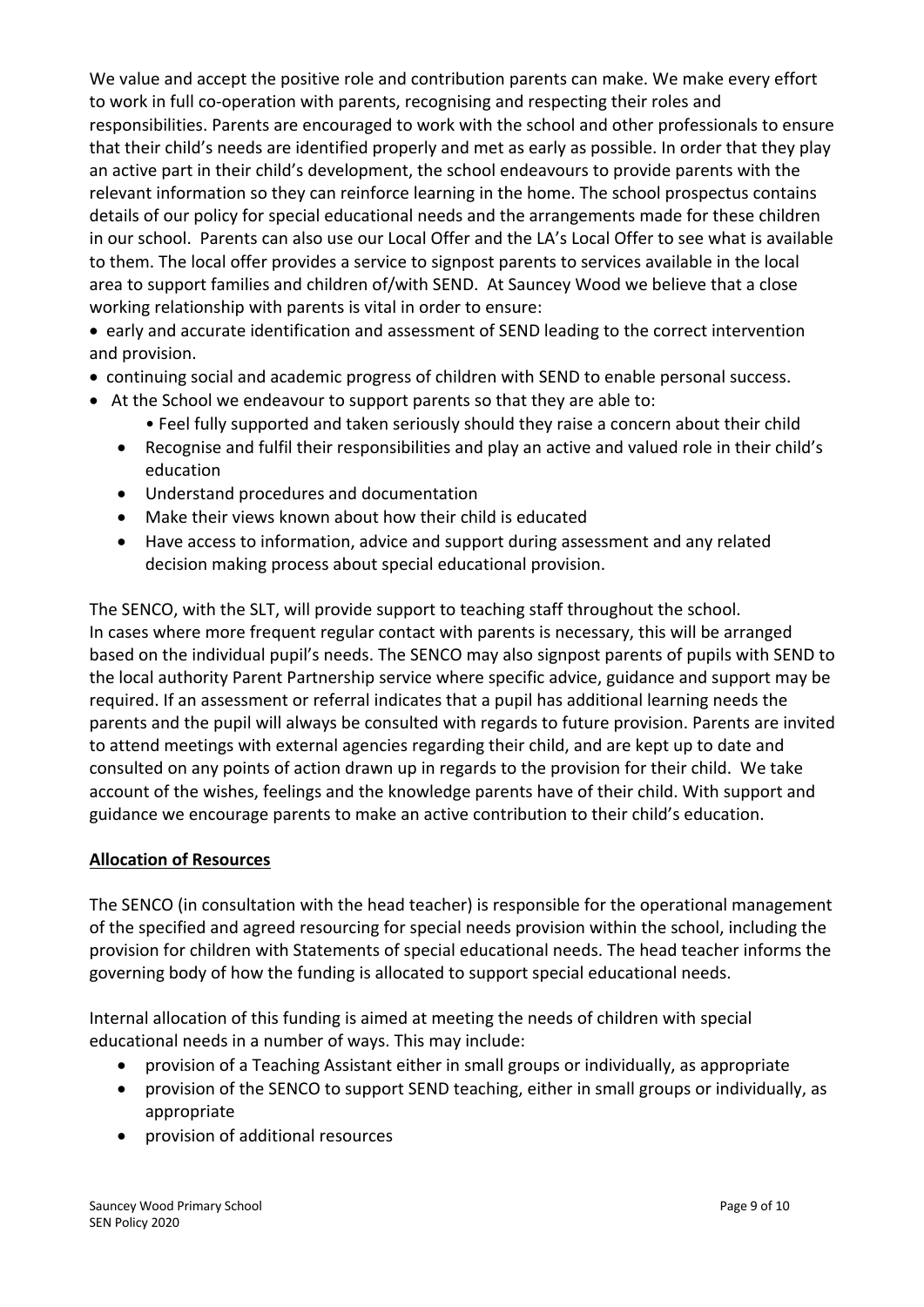We value and accept the positive role and contribution parents can make. We make every effort to work in full co-operation with parents, recognising and respecting their roles and responsibilities. Parents are encouraged to work with the school and other professionals to ensure that their child's needs are identified properly and met as early as possible. In order that they play an active part in their child's development, the school endeavours to provide parents with the relevant information so they can reinforce learning in the home. The school prospectus contains details of our policy for special educational needs and the arrangements made for these children in our school. Parents can also use our Local Offer and the LA's Local Offer to see what is available to them. The local offer provides a service to signpost parents to services available in the local area to support families and children of/with SEND. At Sauncey Wood we believe that a close working relationship with parents is vital in order to ensure:

- early and accurate identification and assessment of SEND leading to the correct intervention and provision.
- continuing social and academic progress of children with SEND to enable personal success.
- At the School we endeavour to support parents so that they are able to:
  - Feel fully supported and taken seriously should they raise a concern about their child
  - Recognise and fulfil their responsibilities and play an active and valued role in their child's education
  - Understand procedures and documentation
  - Make their views known about how their child is educated
  - Have access to information, advice and support during assessment and any related decision making process about special educational provision.

The SENCO, with the SLT, will provide support to teaching staff throughout the school. In cases where more frequent regular contact with parents is necessary, this will be arranged based on the individual pupil's needs. The SENCO may also signpost parents of pupils with SEND to the local authority Parent Partnership service where specific advice, guidance and support may be required. If an assessment or referral indicates that a pupil has additional learning needs the parents and the pupil will always be consulted with regards to future provision. Parents are invited to attend meetings with external agencies regarding their child, and are kept up to date and consulted on any points of action drawn up in regards to the provision for their child. We take account of the wishes, feelings and the knowledge parents have of their child. With support and guidance we encourage parents to make an active contribution to their child's education.

## Allocation of Resources

The SENCO (in consultation with the head teacher) is responsible for the operational management of the specified and agreed resourcing for special needs provision within the school, including the provision for children with Statements of special educational needs. The head teacher informs the governing body of how the funding is allocated to support special educational needs.

Internal allocation of this funding is aimed at meeting the needs of children with special educational needs in a number of ways. This may include:

- provision of a Teaching Assistant either in small groups or individually, as appropriate
- provision of the SENCO to support SEND teaching, either in small groups or individually, as appropriate
- provision of additional resources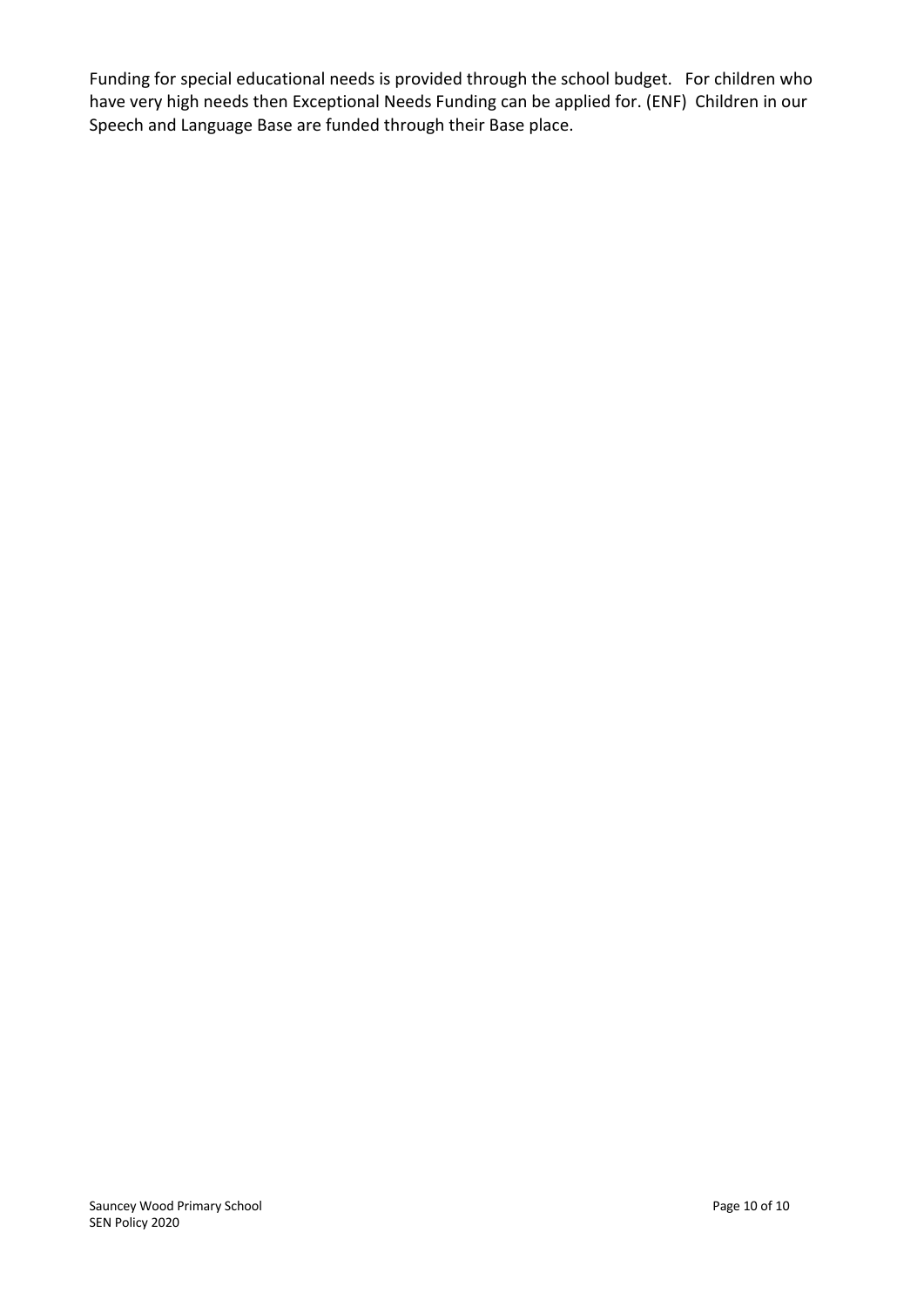Funding for special educational needs is provided through the school budget. For children who have very high needs then Exceptional Needs Funding can be applied for. (ENF) Children in our Speech and Language Base are funded through their Base place.